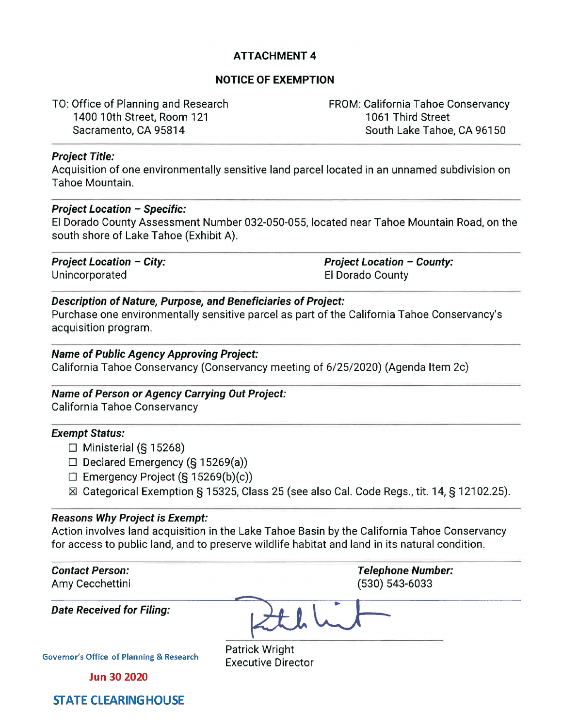# ATTACHMENT 4

## NOTICE OF EXEMPTION

TO: Office of Planning and Research
1400 10th Street, Room 121
Sacramento, CA 95814

FROM: California Tahoe Conservancy
1061 Third Street
South Lake Tahoe, CA 96150

***Project Title:***
Acquisition of one environmentally sensitive land parcel located in an unnamed subdivision on Tahoe Mountain.

***Project Location – Specific:***
El Dorado County Assessment Number 032-050-055, located near Tahoe Mountain Road, on the south shore of Lake Tahoe (Exhibit A).

***Project Location – City:***
Unincorporated

***Project Location – County:***
El Dorado County

***Description of Nature, Purpose, and Beneficiaries of Project:***
Purchase one environmentally sensitive parcel as part of the California Tahoe Conservancy's acquisition program.

***Name of Public Agency Approving Project:***
California Tahoe Conservancy (Conservancy meeting of 6/25/2020) (Agenda Item 2c)

***Name of Person or Agency Carrying Out Project:***
California Tahoe Conservancy

***Exempt Status:***
- ☐ Ministerial (§ 15268)
- ☐ Declared Emergency (§ 15269(a))
- ☐ Emergency Project (§ 15269(b)(c))
- ☒ Categorical Exemption § 15325, Class 25 (see also Cal. Code Regs., tit. 14, § 12102.25).

***Reasons Why Project is Exempt:***
Action involves land acquisition in the Lake Tahoe Basin by the California Tahoe Conservancy for access to public land, and to preserve wildlife habitat and land in its natural condition.

***Contact Person:***
Amy Cecchettini

***Telephone Number:***
(530) 543-6033

***Date Received for Filing:***

Governor's Office of Planning & Research

Jun 30 2020

STATE CLEARINGHOUSE

Patrick Wright
Executive Director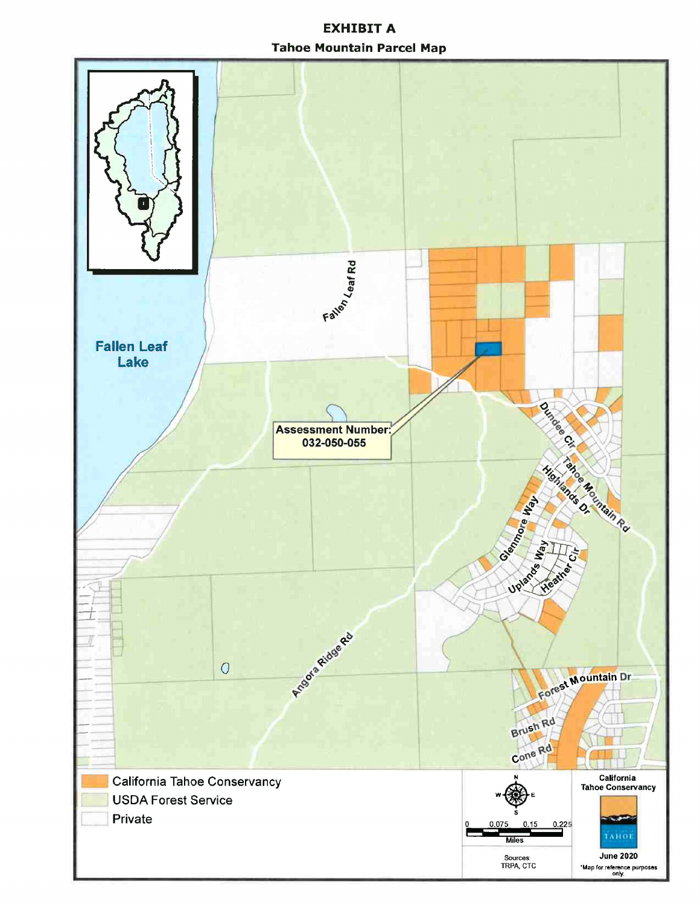# EXHIBIT A

## Tahoe Mountain Parcel Map

Fallen Leaf Lake

Fallen Leaf Rd

Assessment Number:
032-050-055

Dundee Cir

Tahoe Mountain Rd

Highlands Dr

Glenmore Way

Uplands Way

Heather Cir

Angora Ridge Rd

Forest Mountain Dr

Brush Rd

Cone Rd

California Tahoe Conservancy

USDA Forest Service

Private

N
W E
S

0 0.075 0.15 0.225
Miles

Sources
TRPA, CTC

California Tahoe Conservancy

TAHOE

June 2020

*Map for reference purposes only.